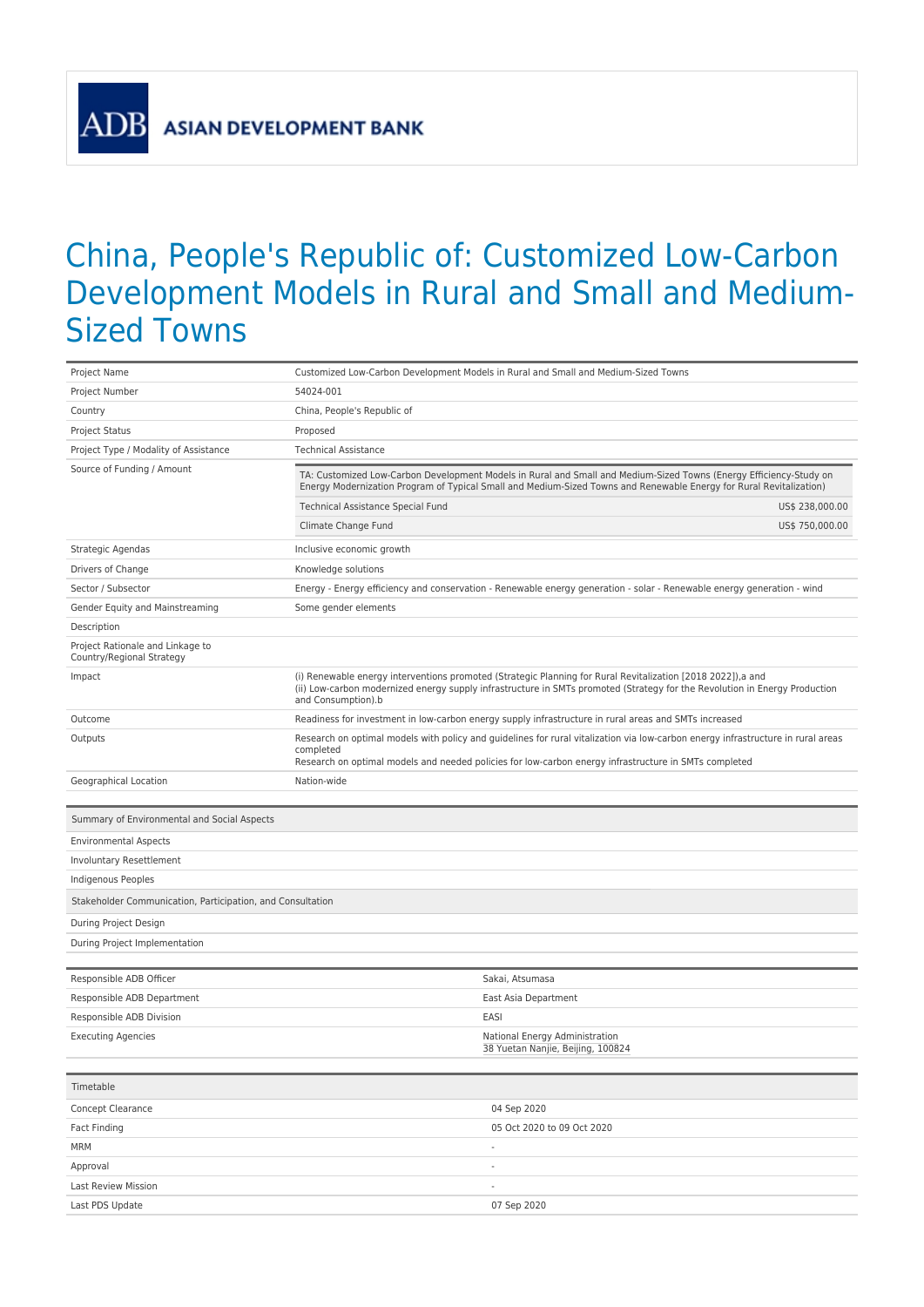ASIAN DEVELOPMENT BANK

# China, People's Republic of: Customized Low-Carbon Development Models in Rural and Small and Medium-Sized Towns

| | | |
|---|---|---|
| Project Name | Customized Low-Carbon Development Models in Rural and Small and Medium-Sized Towns | |
| Project Number | 54024-001 | |
| Country | China, People's Republic of | |
| Project Status | Proposed | |
| Project Type / Modality of Assistance | Technical Assistance | |
| Source of Funding / Amount | TA: Customized Low-Carbon Development Models in Rural and Small and Medium-Sized Towns (Energy Efficiency-Study on Energy Modernization Program of Typical Small and Medium-Sized Towns and Renewable Energy for Rural Revitalization) | |
| | Technical Assistance Special Fund | US$ 238,000.00 |
| | Climate Change Fund | US$ 750,000.00 |
| Strategic Agendas | Inclusive economic growth | |
| Drivers of Change | Knowledge solutions | |
| Sector / Subsector | Energy - Energy efficiency and conservation - Renewable energy generation - solar - Renewable energy generation - wind | |
| Gender Equity and Mainstreaming | Some gender elements | |
| Description | | |
| Project Rationale and Linkage to Country/Regional Strategy | | |
| Impact | (i) Renewable energy interventions promoted (Strategic Planning for Rural Revitalization [2018 2022]),a and<br>(ii) Low-carbon modernized energy supply infrastructure in SMTs promoted (Strategy for the Revolution in Energy Production and Consumption).b | |
| Outcome | Readiness for investment in low-carbon energy supply infrastructure in rural areas and SMTs increased | |
| Outputs | Research on optimal models with policy and guidelines for rural vitalization via low-carbon energy infrastructure in rural areas completed<br>Research on optimal models and needed policies for low-carbon energy infrastructure in SMTs completed | |
| Geographical Location | Nation-wide | |

| Summary of Environmental and Social Aspects | |
|---|---|
| Environmental Aspects | |
| Involuntary Resettlement | |
| Indigenous Peoples | |
| **Stakeholder Communication, Participation, and Consultation** | |
| During Project Design | |
| During Project Implementation | |

| | |
|---|---|
| Responsible ADB Officer | Sakai, Atsumasa |
| Responsible ADB Department | East Asia Department |
| Responsible ADB Division | EASI |
| Executing Agencies | National Energy Administration<br>38 Yuetan Nanjie, Beijing, 100824 |

| Timetable | |
|---|---|
| Concept Clearance | 04 Sep 2020 |
| Fact Finding | 05 Oct 2020 to 09 Oct 2020 |
| MRM | - |
| Approval | - |
| Last Review Mission | - |
| Last PDS Update | 07 Sep 2020 |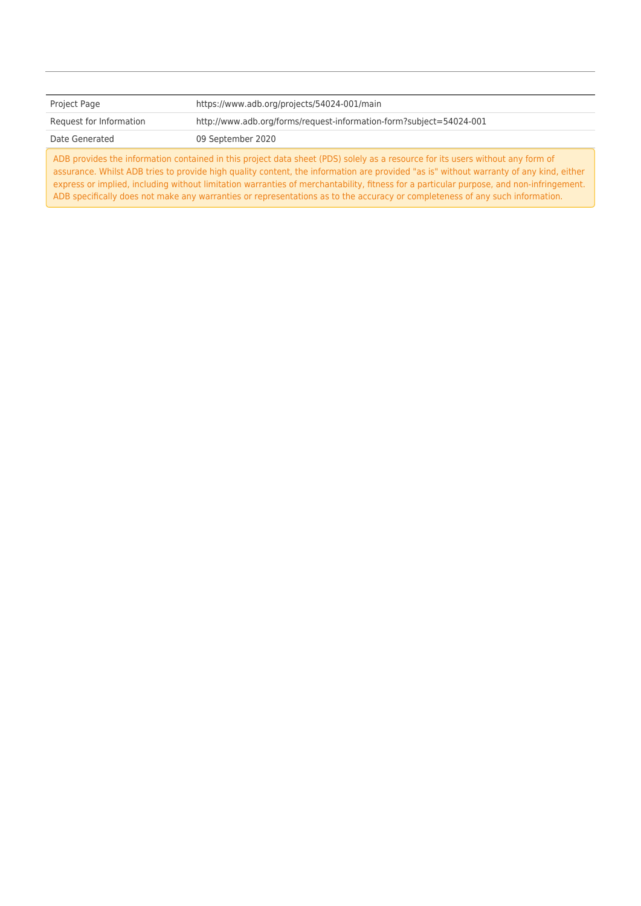| | |
|---|---|
| Project Page | https://www.adb.org/projects/54024-001/main |
| Request for Information | http://www.adb.org/forms/request-information-form?subject=54024-001 |
| Date Generated | 09 September 2020 |

ADB provides the information contained in this project data sheet (PDS) solely as a resource for its users without any form of assurance. Whilst ADB tries to provide high quality content, the information are provided "as is" without warranty of any kind, either express or implied, including without limitation warranties of merchantability, fitness for a particular purpose, and non-infringement. ADB specifically does not make any warranties or representations as to the accuracy or completeness of any such information.